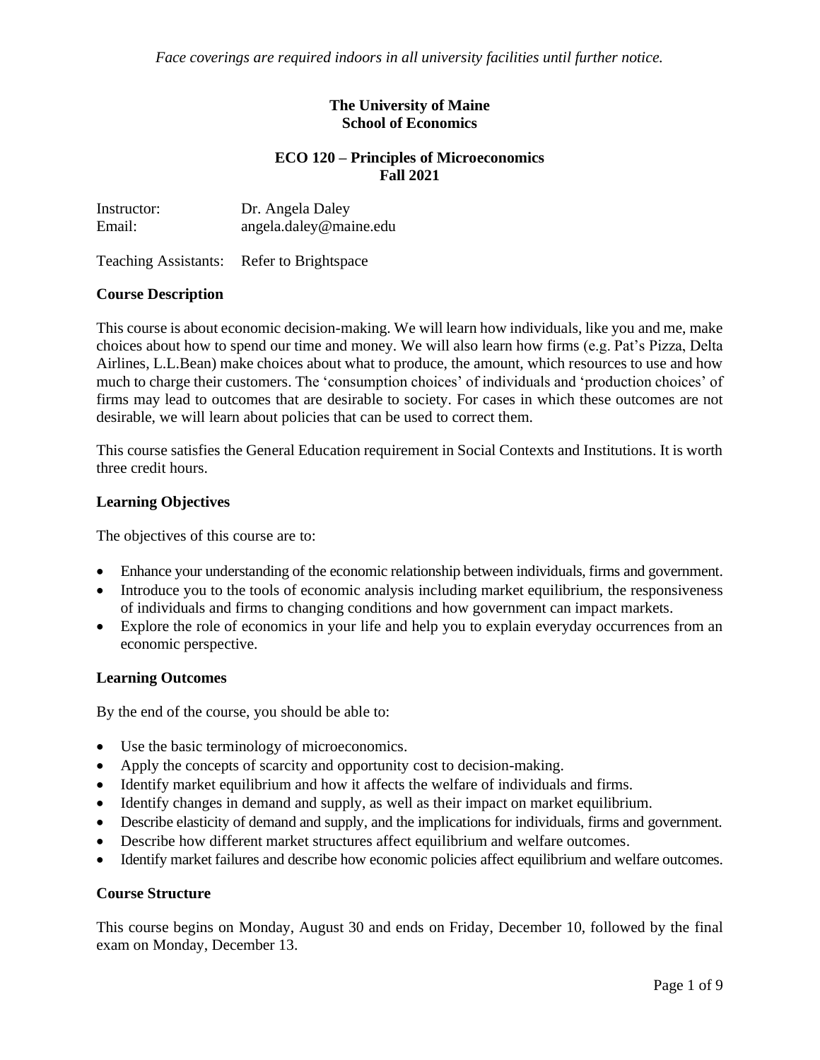*Face coverings are required indoors in all university facilities until further notice.*

**The University of Maine**
**School of Economics**

**ECO 120 – Principles of Microeconomics**
**Fall 2021**

Instructor: Dr. Angela Daley
Email: angela.daley@maine.edu

Teaching Assistants: Refer to Brightspace

## Course Description

This course is about economic decision-making. We will learn how individuals, like you and me, make choices about how to spend our time and money. We will also learn how firms (e.g. Pat's Pizza, Delta Airlines, L.L.Bean) make choices about what to produce, the amount, which resources to use and how much to charge their customers. The 'consumption choices' of individuals and 'production choices' of firms may lead to outcomes that are desirable to society. For cases in which these outcomes are not desirable, we will learn about policies that can be used to correct them.

This course satisfies the General Education requirement in Social Contexts and Institutions. It is worth three credit hours.

## Learning Objectives

The objectives of this course are to:

- Enhance your understanding of the economic relationship between individuals, firms and government.
- Introduce you to the tools of economic analysis including market equilibrium, the responsiveness of individuals and firms to changing conditions and how government can impact markets.
- Explore the role of economics in your life and help you to explain everyday occurrences from an economic perspective.

## Learning Outcomes

By the end of the course, you should be able to:

- Use the basic terminology of microeconomics.
- Apply the concepts of scarcity and opportunity cost to decision-making.
- Identify market equilibrium and how it affects the welfare of individuals and firms.
- Identify changes in demand and supply, as well as their impact on market equilibrium.
- Describe elasticity of demand and supply, and the implications for individuals, firms and government.
- Describe how different market structures affect equilibrium and welfare outcomes.
- Identify market failures and describe how economic policies affect equilibrium and welfare outcomes.

## Course Structure

This course begins on Monday, August 30 and ends on Friday, December 10, followed by the final exam on Monday, December 13.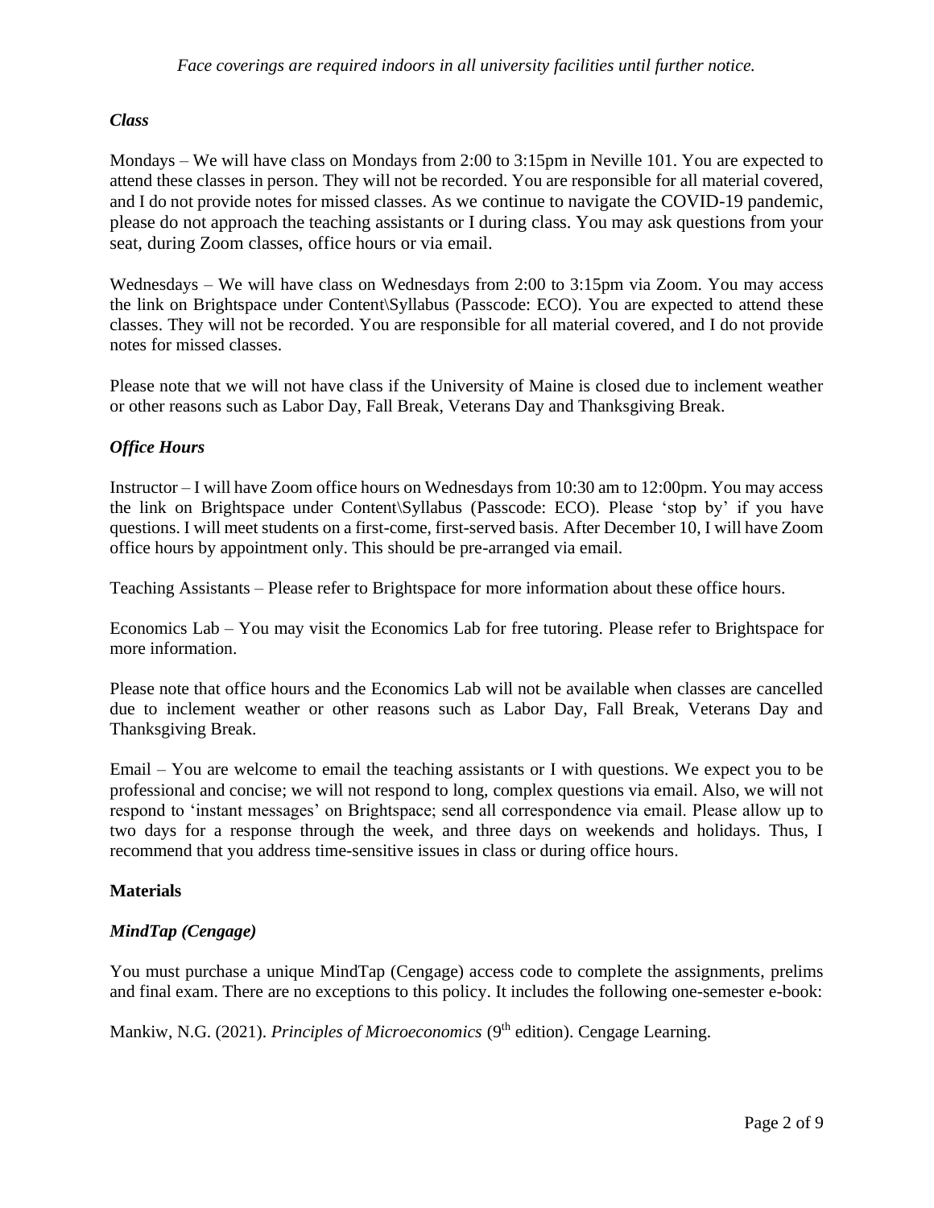*Face coverings are required indoors in all university facilities until further notice.*

### *Class*

Mondays – We will have class on Mondays from 2:00 to 3:15pm in Neville 101. You are expected to attend these classes in person. They will not be recorded. You are responsible for all material covered, and I do not provide notes for missed classes. As we continue to navigate the COVID-19 pandemic, please do not approach the teaching assistants or I during class. You may ask questions from your seat, during Zoom classes, office hours or via email.

Wednesdays – We will have class on Wednesdays from 2:00 to 3:15pm via Zoom. You may access the link on Brightspace under Content\Syllabus (Passcode: ECO). You are expected to attend these classes. They will not be recorded. You are responsible for all material covered, and I do not provide notes for missed classes.

Please note that we will not have class if the University of Maine is closed due to inclement weather or other reasons such as Labor Day, Fall Break, Veterans Day and Thanksgiving Break.

### *Office Hours*

Instructor – I will have Zoom office hours on Wednesdays from 10:30 am to 12:00pm. You may access the link on Brightspace under Content\Syllabus (Passcode: ECO). Please 'stop by' if you have questions. I will meet students on a first-come, first-served basis. After December 10, I will have Zoom office hours by appointment only. This should be pre-arranged via email.

Teaching Assistants – Please refer to Brightspace for more information about these office hours.

Economics Lab – You may visit the Economics Lab for free tutoring. Please refer to Brightspace for more information.

Please note that office hours and the Economics Lab will not be available when classes are cancelled due to inclement weather or other reasons such as Labor Day, Fall Break, Veterans Day and Thanksgiving Break.

Email – You are welcome to email the teaching assistants or I with questions. We expect you to be professional and concise; we will not respond to long, complex questions via email. Also, we will not respond to 'instant messages' on Brightspace; send all correspondence via email. Please allow up to two days for a response through the week, and three days on weekends and holidays. Thus, I recommend that you address time-sensitive issues in class or during office hours.

## **Materials**

### *MindTap (Cengage)*

You must purchase a unique MindTap (Cengage) access code to complete the assignments, prelims and final exam. There are no exceptions to this policy. It includes the following one-semester e-book:

Mankiw, N.G. (2021). *Principles of Microeconomics* (9th edition). Cengage Learning.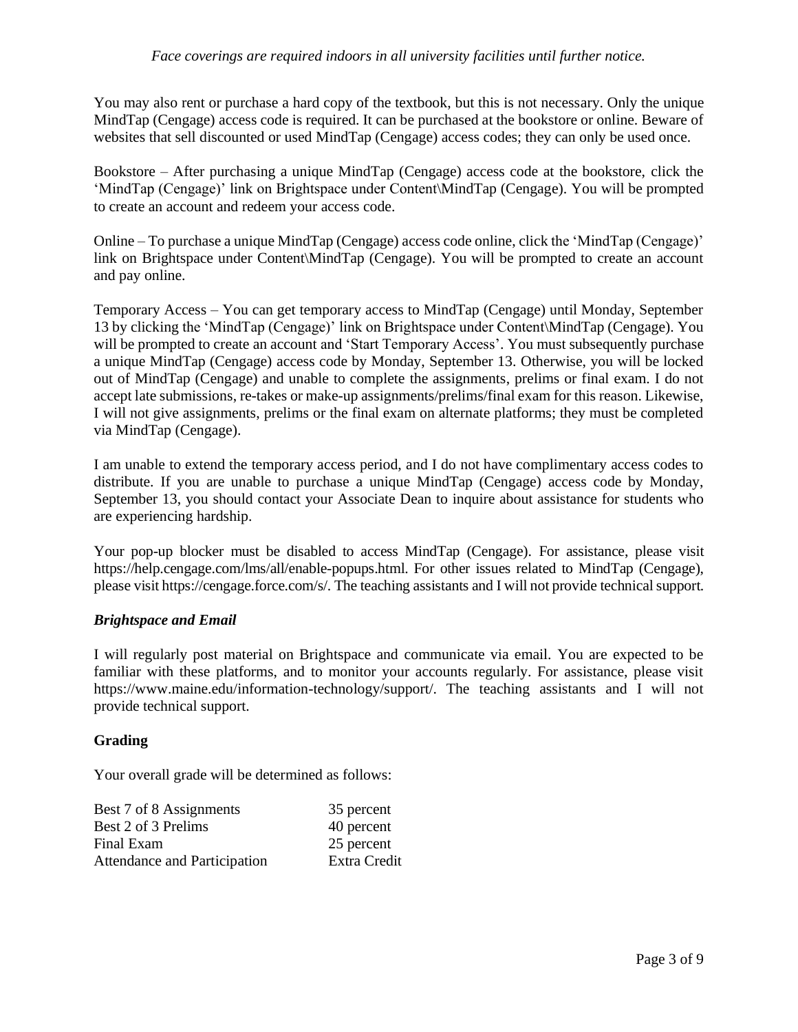You may also rent or purchase a hard copy of the textbook, but this is not necessary. Only the unique MindTap (Cengage) access code is required. It can be purchased at the bookstore or online. Beware of websites that sell discounted or used MindTap (Cengage) access codes; they can only be used once.

Bookstore – After purchasing a unique MindTap (Cengage) access code at the bookstore, click the 'MindTap (Cengage)' link on Brightspace under Content\MindTap (Cengage). You will be prompted to create an account and redeem your access code.

Online – To purchase a unique MindTap (Cengage) access code online, click the 'MindTap (Cengage)' link on Brightspace under Content\MindTap (Cengage). You will be prompted to create an account and pay online.

Temporary Access – You can get temporary access to MindTap (Cengage) until Monday, September 13 by clicking the 'MindTap (Cengage)' link on Brightspace under Content\MindTap (Cengage). You will be prompted to create an account and 'Start Temporary Access'. You must subsequently purchase a unique MindTap (Cengage) access code by Monday, September 13. Otherwise, you will be locked out of MindTap (Cengage) and unable to complete the assignments, prelims or final exam. I do not accept late submissions, re-takes or make-up assignments/prelims/final exam for this reason. Likewise, I will not give assignments, prelims or the final exam on alternate platforms; they must be completed via MindTap (Cengage).

I am unable to extend the temporary access period, and I do not have complimentary access codes to distribute. If you are unable to purchase a unique MindTap (Cengage) access code by Monday, September 13, you should contact your Associate Dean to inquire about assistance for students who are experiencing hardship.

Your pop-up blocker must be disabled to access MindTap (Cengage). For assistance, please visit https://help.cengage.com/lms/all/enable-popups.html. For other issues related to MindTap (Cengage), please visit https://cengage.force.com/s/. The teaching assistants and I will not provide technical support.

### *Brightspace and Email*

I will regularly post material on Brightspace and communicate via email. You are expected to be familiar with these platforms, and to monitor your accounts regularly. For assistance, please visit https://www.maine.edu/information-technology/support/. The teaching assistants and I will not provide technical support.

## Grading

Your overall grade will be determined as follows:

| | |
|---|---|
| Best 7 of 8 Assignments | 35 percent |
| Best 2 of 3 Prelims | 40 percent |
| Final Exam | 25 percent |
| Attendance and Participation | Extra Credit |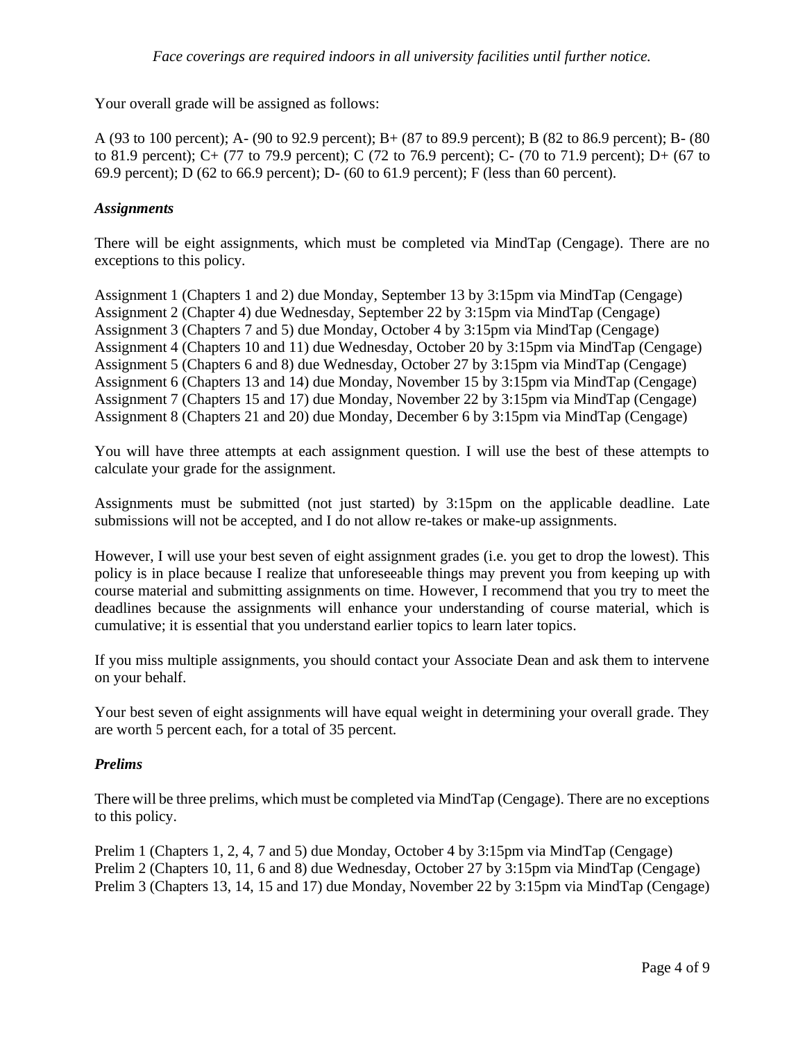*Face coverings are required indoors in all university facilities until further notice.*

Your overall grade will be assigned as follows:

A (93 to 100 percent); A- (90 to 92.9 percent); B+ (87 to 89.9 percent); B (82 to 86.9 percent); B- (80 to 81.9 percent); C+ (77 to 79.9 percent); C (72 to 76.9 percent); C- (70 to 71.9 percent); D+ (67 to 69.9 percent); D (62 to 66.9 percent); D- (60 to 61.9 percent); F (less than 60 percent).

### *Assignments*

There will be eight assignments, which must be completed via MindTap (Cengage). There are no exceptions to this policy.

Assignment 1 (Chapters 1 and 2) due Monday, September 13 by 3:15pm via MindTap (Cengage)
Assignment 2 (Chapter 4) due Wednesday, September 22 by 3:15pm via MindTap (Cengage)
Assignment 3 (Chapters 7 and 5) due Monday, October 4 by 3:15pm via MindTap (Cengage)
Assignment 4 (Chapters 10 and 11) due Wednesday, October 20 by 3:15pm via MindTap (Cengage)
Assignment 5 (Chapters 6 and 8) due Wednesday, October 27 by 3:15pm via MindTap (Cengage)
Assignment 6 (Chapters 13 and 14) due Monday, November 15 by 3:15pm via MindTap (Cengage)
Assignment 7 (Chapters 15 and 17) due Monday, November 22 by 3:15pm via MindTap (Cengage)
Assignment 8 (Chapters 21 and 20) due Monday, December 6 by 3:15pm via MindTap (Cengage)

You will have three attempts at each assignment question. I will use the best of these attempts to calculate your grade for the assignment.

Assignments must be submitted (not just started) by 3:15pm on the applicable deadline. Late submissions will not be accepted, and I do not allow re-takes or make-up assignments.

However, I will use your best seven of eight assignment grades (i.e. you get to drop the lowest). This policy is in place because I realize that unforeseeable things may prevent you from keeping up with course material and submitting assignments on time. However, I recommend that you try to meet the deadlines because the assignments will enhance your understanding of course material, which is cumulative; it is essential that you understand earlier topics to learn later topics.

If you miss multiple assignments, you should contact your Associate Dean and ask them to intervene on your behalf.

Your best seven of eight assignments will have equal weight in determining your overall grade. They are worth 5 percent each, for a total of 35 percent.

### *Prelims*

There will be three prelims, which must be completed via MindTap (Cengage). There are no exceptions to this policy.

Prelim 1 (Chapters 1, 2, 4, 7 and 5) due Monday, October 4 by 3:15pm via MindTap (Cengage)
Prelim 2 (Chapters 10, 11, 6 and 8) due Wednesday, October 27 by 3:15pm via MindTap (Cengage)
Prelim 3 (Chapters 13, 14, 15 and 17) due Monday, November 22 by 3:15pm via MindTap (Cengage)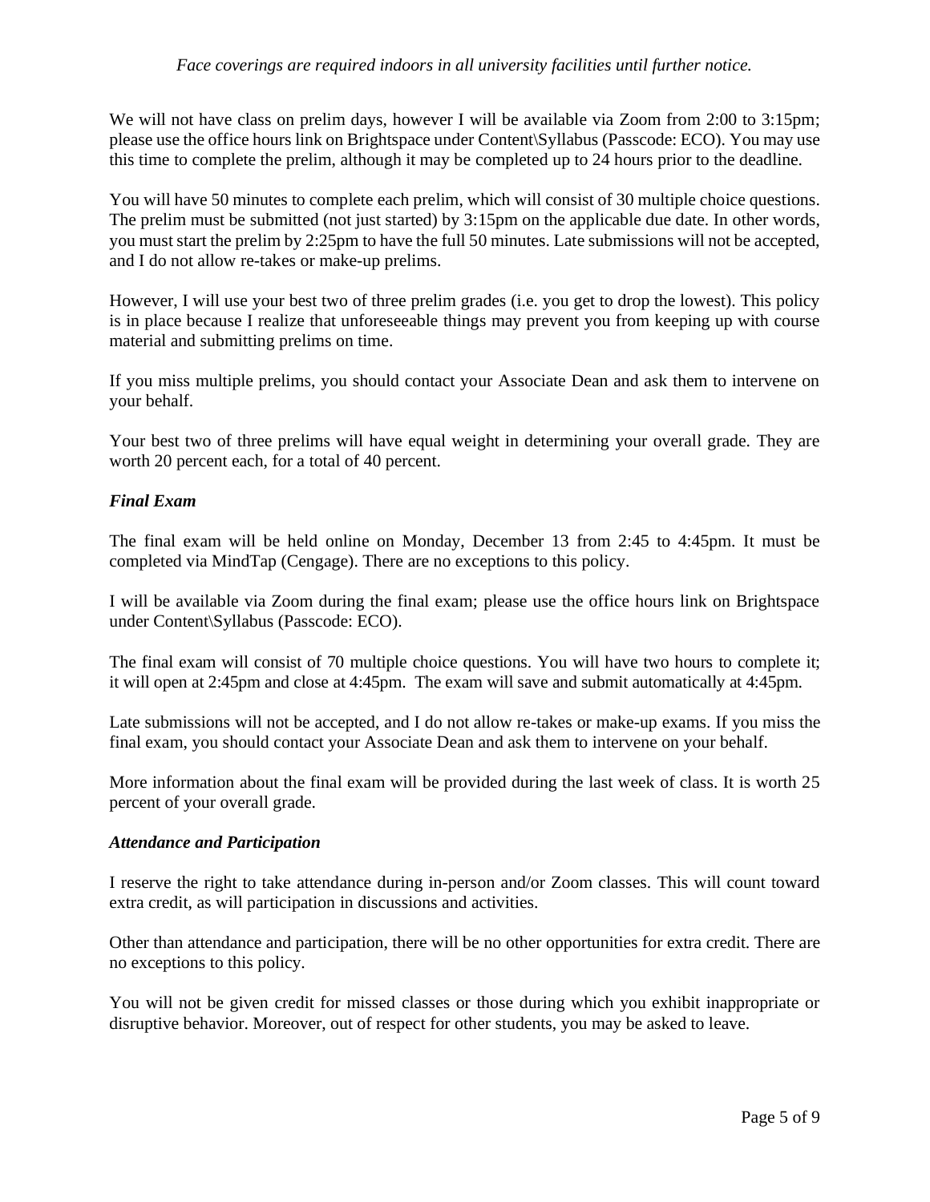*Face coverings are required indoors in all university facilities until further notice.*

We will not have class on prelim days, however I will be available via Zoom from 2:00 to 3:15pm; please use the office hours link on Brightspace under Content\Syllabus (Passcode: ECO). You may use this time to complete the prelim, although it may be completed up to 24 hours prior to the deadline.

You will have 50 minutes to complete each prelim, which will consist of 30 multiple choice questions. The prelim must be submitted (not just started) by 3:15pm on the applicable due date. In other words, you must start the prelim by 2:25pm to have the full 50 minutes. Late submissions will not be accepted, and I do not allow re-takes or make-up prelims.

However, I will use your best two of three prelim grades (i.e. you get to drop the lowest). This policy is in place because I realize that unforeseeable things may prevent you from keeping up with course material and submitting prelims on time.

If you miss multiple prelims, you should contact your Associate Dean and ask them to intervene on your behalf.

Your best two of three prelims will have equal weight in determining your overall grade. They are worth 20 percent each, for a total of 40 percent.

### *Final Exam*

The final exam will be held online on Monday, December 13 from 2:45 to 4:45pm. It must be completed via MindTap (Cengage). There are no exceptions to this policy.

I will be available via Zoom during the final exam; please use the office hours link on Brightspace under Content\Syllabus (Passcode: ECO).

The final exam will consist of 70 multiple choice questions. You will have two hours to complete it; it will open at 2:45pm and close at 4:45pm. The exam will save and submit automatically at 4:45pm.

Late submissions will not be accepted, and I do not allow re-takes or make-up exams. If you miss the final exam, you should contact your Associate Dean and ask them to intervene on your behalf.

More information about the final exam will be provided during the last week of class. It is worth 25 percent of your overall grade.

### *Attendance and Participation*

I reserve the right to take attendance during in-person and/or Zoom classes. This will count toward extra credit, as will participation in discussions and activities.

Other than attendance and participation, there will be no other opportunities for extra credit. There are no exceptions to this policy.

You will not be given credit for missed classes or those during which you exhibit inappropriate or disruptive behavior. Moreover, out of respect for other students, you may be asked to leave.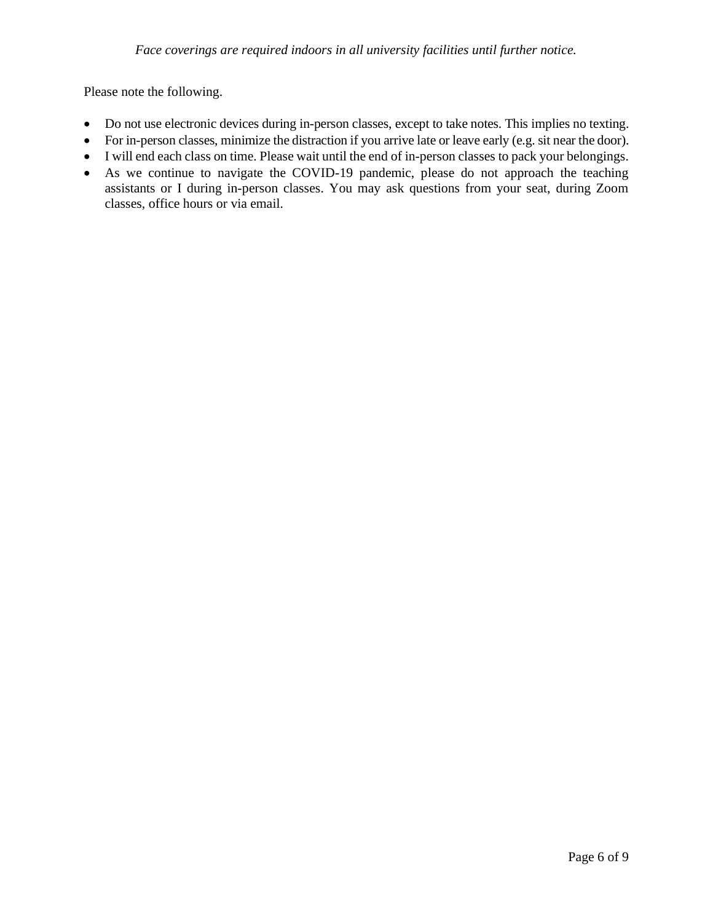*Face coverings are required indoors in all university facilities until further notice.*

Please note the following.

- Do not use electronic devices during in-person classes, except to take notes. This implies no texting.
- For in-person classes, minimize the distraction if you arrive late or leave early (e.g. sit near the door).
- I will end each class on time. Please wait until the end of in-person classes to pack your belongings.
- As we continue to navigate the COVID-19 pandemic, please do not approach the teaching assistants or I during in-person classes. You may ask questions from your seat, during Zoom classes, office hours or via email.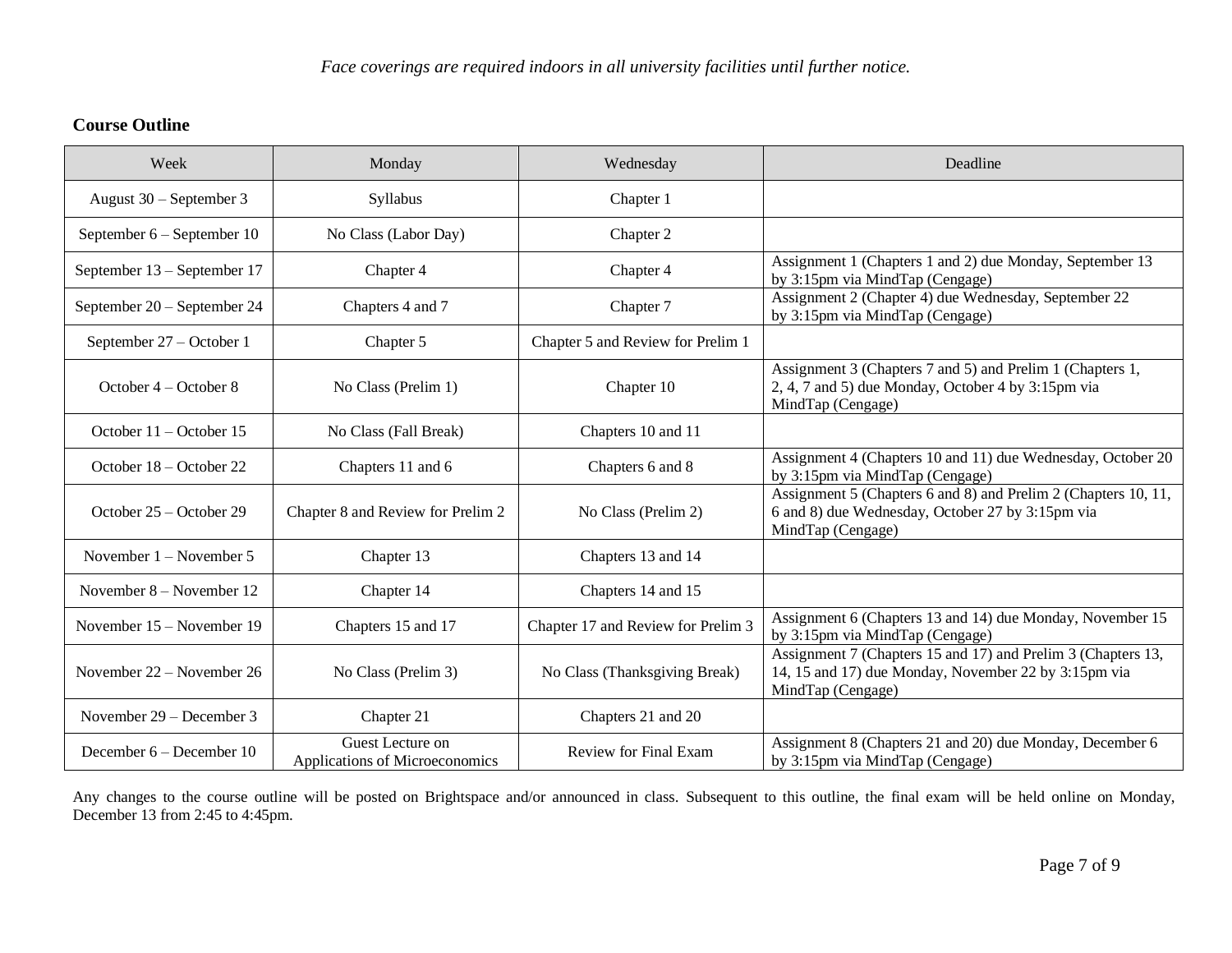*Face coverings are required indoors in all university facilities until further notice.*

**Course Outline**

| Week | Monday | Wednesday | Deadline |
|---|---|---|---|
| August 30 – September 3 | Syllabus | Chapter 1 | |
| September 6 – September 10 | No Class (Labor Day) | Chapter 2 | |
| September 13 – September 17 | Chapter 4 | Chapter 4 | Assignment 1 (Chapters 1 and 2) due Monday, September 13 by 3:15pm via MindTap (Cengage) |
| September 20 – September 24 | Chapters 4 and 7 | Chapter 7 | Assignment 2 (Chapter 4) due Wednesday, September 22 by 3:15pm via MindTap (Cengage) |
| September 27 – October 1 | Chapter 5 | Chapter 5 and Review for Prelim 1 | |
| October 4 – October 8 | No Class (Prelim 1) | Chapter 10 | Assignment 3 (Chapters 7 and 5) and Prelim 1 (Chapters 1, 2, 4, 7 and 5) due Monday, October 4 by 3:15pm via MindTap (Cengage) |
| October 11 – October 15 | No Class (Fall Break) | Chapters 10 and 11 | |
| October 18 – October 22 | Chapters 11 and 6 | Chapters 6 and 8 | Assignment 4 (Chapters 10 and 11) due Wednesday, October 20 by 3:15pm via MindTap (Cengage) |
| October 25 – October 29 | Chapter 8 and Review for Prelim 2 | No Class (Prelim 2) | Assignment 5 (Chapters 6 and 8) and Prelim 2 (Chapters 10, 11, 6 and 8) due Wednesday, October 27 by 3:15pm via MindTap (Cengage) |
| November 1 – November 5 | Chapter 13 | Chapters 13 and 14 | |
| November 8 – November 12 | Chapter 14 | Chapters 14 and 15 | |
| November 15 – November 19 | Chapters 15 and 17 | Chapter 17 and Review for Prelim 3 | Assignment 6 (Chapters 13 and 14) due Monday, November 15 by 3:15pm via MindTap (Cengage) |
| November 22 – November 26 | No Class (Prelim 3) | No Class (Thanksgiving Break) | Assignment 7 (Chapters 15 and 17) and Prelim 3 (Chapters 13, 14, 15 and 17) due Monday, November 22 by 3:15pm via MindTap (Cengage) |
| November 29 – December 3 | Chapter 21 | Chapters 21 and 20 | |
| December 6 – December 10 | Guest Lecture on Applications of Microeconomics | Review for Final Exam | Assignment 8 (Chapters 21 and 20) due Monday, December 6 by 3:15pm via MindTap (Cengage) |

Any changes to the course outline will be posted on Brightspace and/or announced in class. Subsequent to this outline, the final exam will be held online on Monday, December 13 from 2:45 to 4:45pm.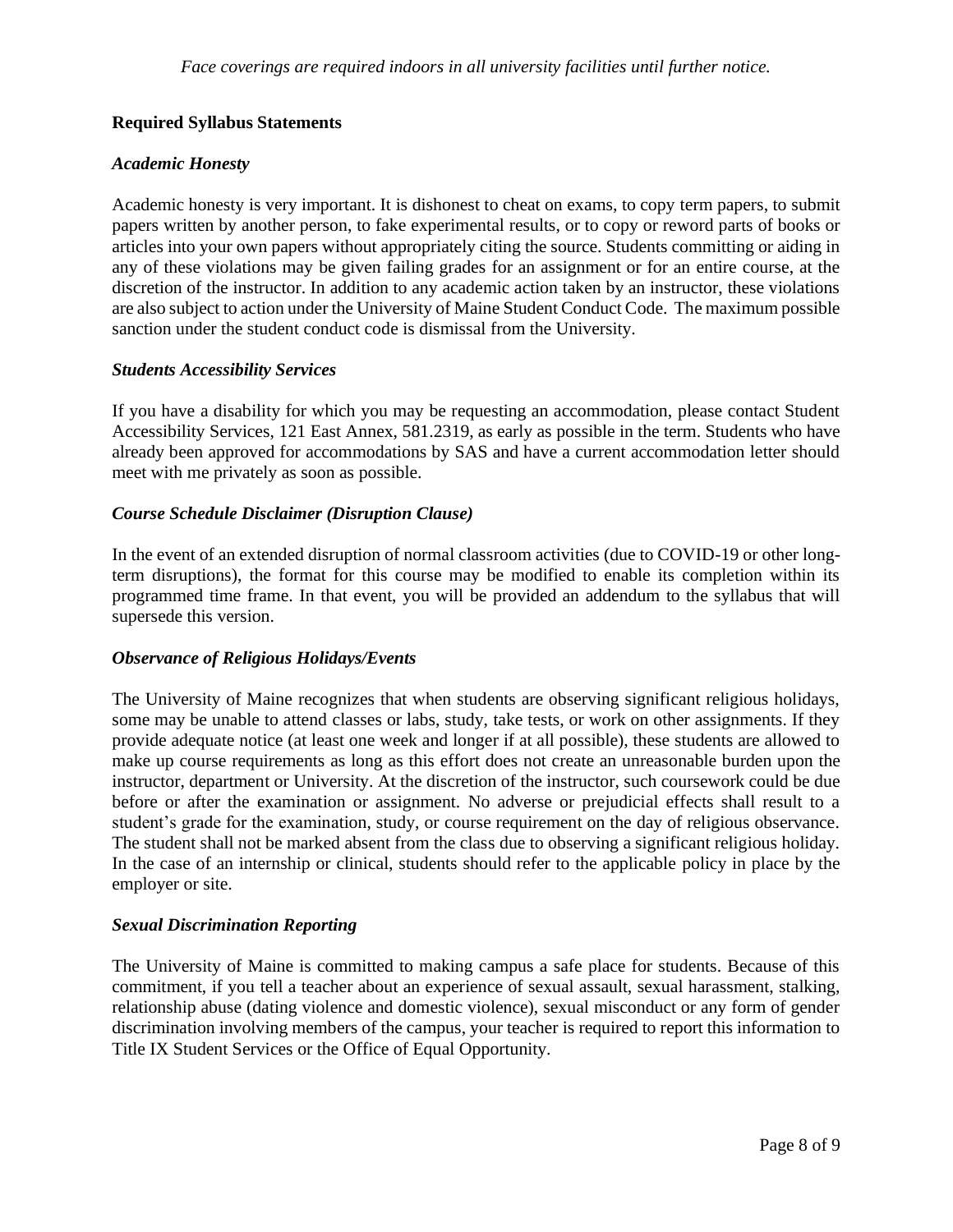*Face coverings are required indoors in all university facilities until further notice.*

**Required Syllabus Statements**

***Academic Honesty***

Academic honesty is very important. It is dishonest to cheat on exams, to copy term papers, to submit papers written by another person, to fake experimental results, or to copy or reword parts of books or articles into your own papers without appropriately citing the source. Students committing or aiding in any of these violations may be given failing grades for an assignment or for an entire course, at the discretion of the instructor. In addition to any academic action taken by an instructor, these violations are also subject to action under the University of Maine Student Conduct Code. The maximum possible sanction under the student conduct code is dismissal from the University.

***Students Accessibility Services***

If you have a disability for which you may be requesting an accommodation, please contact Student Accessibility Services, 121 East Annex, 581.2319, as early as possible in the term. Students who have already been approved for accommodations by SAS and have a current accommodation letter should meet with me privately as soon as possible.

***Course Schedule Disclaimer (Disruption Clause)***

In the event of an extended disruption of normal classroom activities (due to COVID-19 or other long-term disruptions), the format for this course may be modified to enable its completion within its programmed time frame. In that event, you will be provided an addendum to the syllabus that will supersede this version.

***Observance of Religious Holidays/Events***

The University of Maine recognizes that when students are observing significant religious holidays, some may be unable to attend classes or labs, study, take tests, or work on other assignments. If they provide adequate notice (at least one week and longer if at all possible), these students are allowed to make up course requirements as long as this effort does not create an unreasonable burden upon the instructor, department or University. At the discretion of the instructor, such coursework could be due before or after the examination or assignment. No adverse or prejudicial effects shall result to a student's grade for the examination, study, or course requirement on the day of religious observance. The student shall not be marked absent from the class due to observing a significant religious holiday. In the case of an internship or clinical, students should refer to the applicable policy in place by the employer or site.

***Sexual Discrimination Reporting***

The University of Maine is committed to making campus a safe place for students. Because of this commitment, if you tell a teacher about an experience of sexual assault, sexual harassment, stalking, relationship abuse (dating violence and domestic violence), sexual misconduct or any form of gender discrimination involving members of the campus, your teacher is required to report this information to Title IX Student Services or the Office of Equal Opportunity.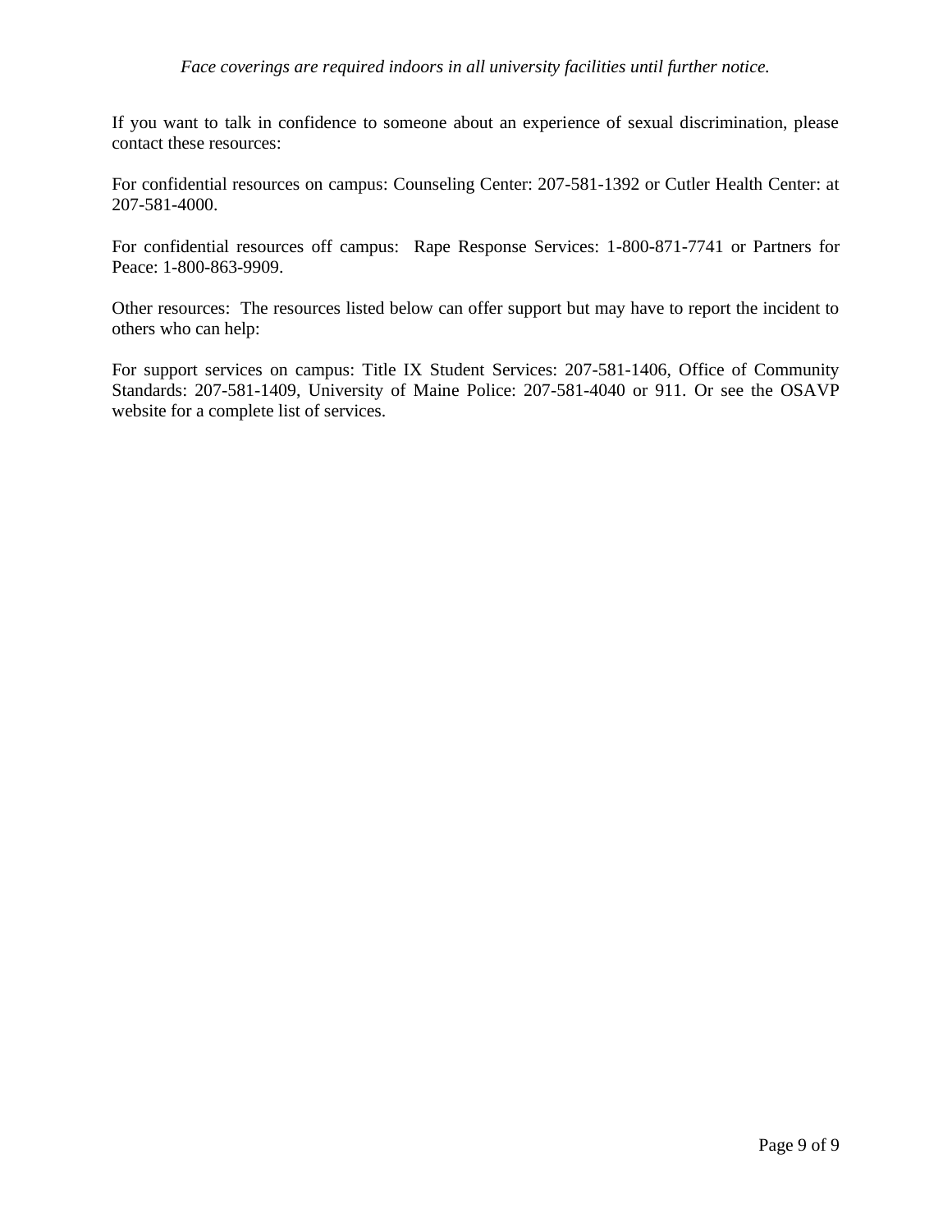*Face coverings are required indoors in all university facilities until further notice.*

If you want to talk in confidence to someone about an experience of sexual discrimination, please contact these resources:

For confidential resources on campus: Counseling Center: 207-581-1392 or Cutler Health Center: at 207-581-4000.

For confidential resources off campus: Rape Response Services: 1-800-871-7741 or Partners for Peace: 1-800-863-9909.

Other resources: The resources listed below can offer support but may have to report the incident to others who can help:

For support services on campus: Title IX Student Services: 207-581-1406, Office of Community Standards: 207-581-1409, University of Maine Police: 207-581-4040 or 911. Or see the OSAVP website for a complete list of services.